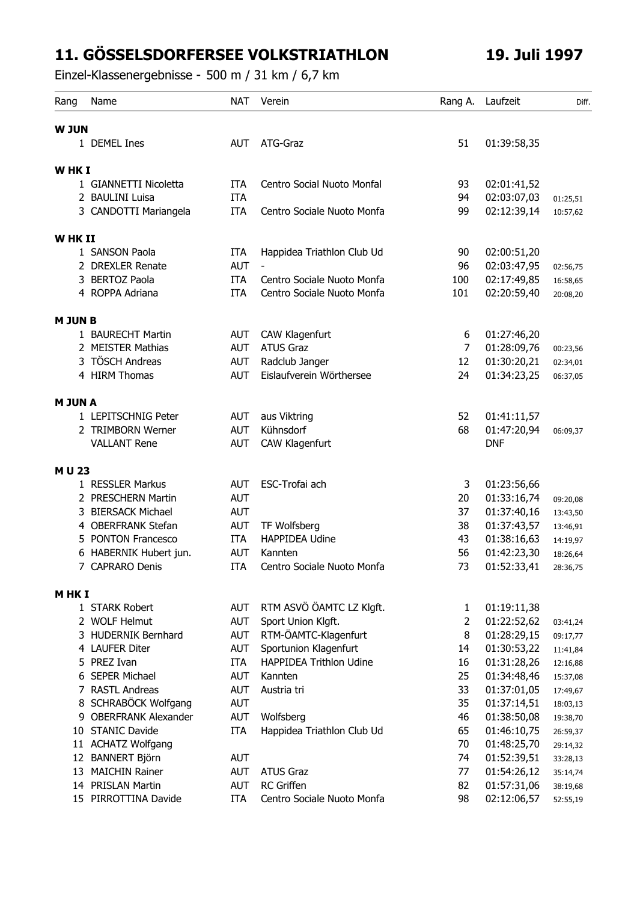# 11. GÖSSELSDORFERSEE VOLKSTRIATHLON 19. Juli 1997

Einzel-Klassenergebnisse - 500 m / 31 km / 6,7 km

| Rang | Name | NAT | Verein | Rang A. | Laufzeit | Diff. |
|---|---|---|---|---|---|---|
| **W JUN** | | | | | | |
| 1 | DEMEL Ines | AUT | ATG-Graz | 51 | 01:39:58,35 | |
| **W HK I** | | | | | | |
| 1 | GIANNETTI Nicoletta | ITA | Centro Social Nuoto Monfal | 93 | 02:01:41,52 | |
| 2 | BAULINI Luisa | ITA | | 94 | 02:03:07,03 | 01:25,51 |
| 3 | CANDOTTI Mariangela | ITA | Centro Sociale Nuoto Monfa | 99 | 02:12:39,14 | 10:57,62 |
| **W HK II** | | | | | | |
| 1 | SANSON Paola | ITA | Happidea Triathlon Club Ud | 90 | 02:00:51,20 | |
| 2 | DREXLER Renate | AUT | - | 96 | 02:03:47,95 | 02:56,75 |
| 3 | BERTOZ Paola | ITA | Centro Sociale Nuoto Monfa | 100 | 02:17:49,85 | 16:58,65 |
| 4 | ROPPA Adriana | ITA | Centro Sociale Nuoto Monfa | 101 | 02:20:59,40 | 20:08,20 |
| **M JUN B** | | | | | | |
| 1 | BAURECHT Martin | AUT | CAW Klagenfurt | 6 | 01:27:46,20 | |
| 2 | MEISTER Mathias | AUT | ATUS Graz | 7 | 01:28:09,76 | 00:23,56 |
| 3 | TÖSCH Andreas | AUT | Radclub Janger | 12 | 01:30:20,21 | 02:34,01 |
| 4 | HIRM Thomas | AUT | Eislaufverein Wörthersee | 24 | 01:34:23,25 | 06:37,05 |
| **M JUN A** | | | | | | |
| 1 | LEPITSCHNIG Peter | AUT | aus Viktring | 52 | 01:41:11,57 | |
| 2 | TRIMBORN Werner | AUT | Kühnsdorf | 68 | 01:47:20,94 | 06:09,37 |
| | VALLANT Rene | AUT | CAW Klagenfurt | | DNF | |
| **M U 23** | | | | | | |
| 1 | RESSLER Markus | AUT | ESC-Trofai ach | 3 | 01:23:56,66 | |
| 2 | PRESCHERN Martin | AUT | | 20 | 01:33:16,74 | 09:20,08 |
| 3 | BIERSACK Michael | AUT | | 37 | 01:37:40,16 | 13:43,50 |
| 4 | OBERFRANK Stefan | AUT | TF Wolfsberg | 38 | 01:37:43,57 | 13:46,91 |
| 5 | PONTON Francesco | ITA | HAPPIDEA Udine | 43 | 01:38:16,63 | 14:19,97 |
| 6 | HABERNIK Hubert jun. | AUT | Kannten | 56 | 01:42:23,30 | 18:26,64 |
| 7 | CAPRARO Denis | ITA | Centro Sociale Nuoto Monfa | 73 | 01:52:33,41 | 28:36,75 |
| **M HK I** | | | | | | |
| 1 | STARK Robert | AUT | RTM ASVÖ ÖAMTC LZ Klgft. | 1 | 01:19:11,38 | |
| 2 | WOLF Helmut | AUT | Sport Union Klgft. | 2 | 01:22:52,62 | 03:41,24 |
| 3 | HUDERNIK Bernhard | AUT | RTM-ÖAMTC-Klagenfurt | 8 | 01:28:29,15 | 09:17,77 |
| 4 | LAUFER Diter | AUT | Sportunion Klagenfurt | 14 | 01:30:53,22 | 11:41,84 |
| 5 | PREZ Ivan | ITA | HAPPIDEA Trithlon Udine | 16 | 01:31:28,26 | 12:16,88 |
| 6 | SEPER Michael | AUT | Kannten | 25 | 01:34:48,46 | 15:37,08 |
| 7 | RASTL Andreas | AUT | Austria tri | 33 | 01:37:01,05 | 17:49,67 |
| 8 | SCHRABÖCK Wolfgang | AUT | | 35 | 01:37:14,51 | 18:03,13 |
| 9 | OBERFRANK Alexander | AUT | Wolfsberg | 46 | 01:38:50,08 | 19:38,70 |
| 10 | STANIC Davide | ITA | Happidea Triathlon Club Ud | 65 | 01:46:10,75 | 26:59,37 |
| 11 | ACHATZ Wolfgang | | | 70 | 01:48:25,70 | 29:14,32 |
| 12 | BANNERT Björn | AUT | | 74 | 01:52:39,51 | 33:28,13 |
| 13 | MAICHIN Rainer | AUT | ATUS Graz | 77 | 01:54:26,12 | 35:14,74 |
| 14 | PRISLAN Martin | AUT | RC Griffen | 82 | 01:57:31,06 | 38:19,68 |
| 15 | PIRROTTINA Davide | ITA | Centro Sociale Nuoto Monfa | 98 | 02:12:06,57 | 52:55,19 |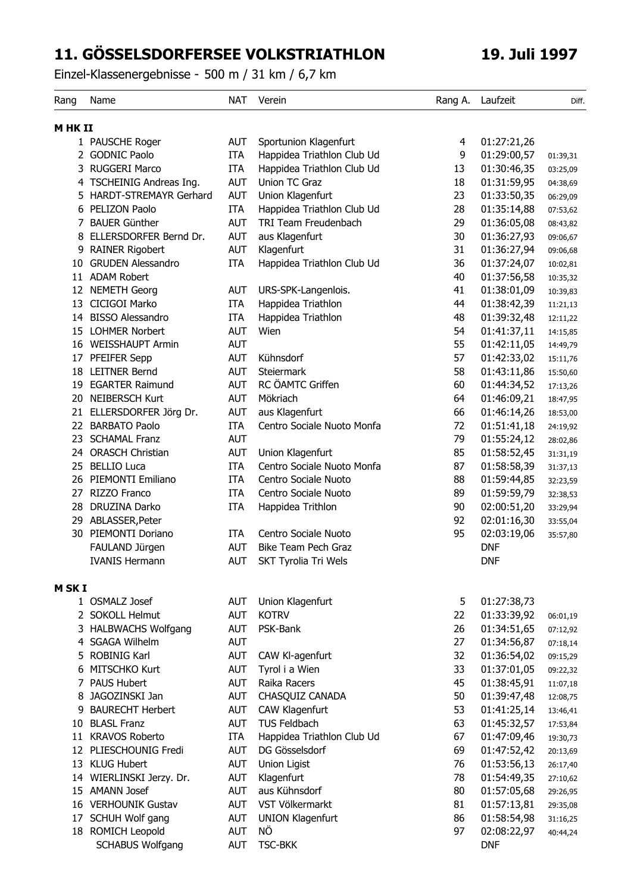# 11. GÖSSELSDORFERSEE VOLKSTRIATHLON

**19. Juli 1997**

Einzel-Klassenergebnisse - 500 m / 31 km / 6,7 km

| Rang | Name | NAT | Verein | Rang A. | Laufzeit | Diff. |
|---|---|---|---|---|---|---|
| **M HK II** | | | | | | |
| 1 | PAUSCHE Roger | AUT | Sportunion Klagenfurt | 4 | 01:27:21,26 | |
| 2 | GODNIC Paolo | ITA | Happidea Triathlon Club Ud | 9 | 01:29:00,57 | 01:39,31 |
| 3 | RUGGERI Marco | ITA | Happidea Triathlon Club Ud | 13 | 01:30:46,35 | 03:25,09 |
| 4 | TSCHEINIG Andreas Ing. | AUT | Union TC Graz | 18 | 01:31:59,95 | 04:38,69 |
| 5 | HARDT-STREMAYR Gerhard | AUT | Union Klagenfurt | 23 | 01:33:50,35 | 06:29,09 |
| 6 | PELIZON Paolo | ITA | Happidea Triathlon Club Ud | 28 | 01:35:14,88 | 07:53,62 |
| 7 | BAUER Günther | AUT | TRI Team Freudenbach | 29 | 01:36:05,08 | 08:43,82 |
| 8 | ELLERSDORFER Bernd Dr. | AUT | aus Klagenfurt | 30 | 01:36:27,93 | 09:06,67 |
| 9 | RAINER Rigobert | AUT | Klagenfurt | 31 | 01:36:27,94 | 09:06,68 |
| 10 | GRUDEN Alessandro | ITA | Happidea Triathlon Club Ud | 36 | 01:37:24,07 | 10:02,81 |
| 11 | ADAM Robert | | | 40 | 01:37:56,58 | 10:35,32 |
| 12 | NEMETH Georg | AUT | URS-SPK-Langenlois. | 41 | 01:38:01,09 | 10:39,83 |
| 13 | CICIGOI Marko | ITA | Happidea Triathlon | 44 | 01:38:42,39 | 11:21,13 |
| 14 | BISSO Alessandro | ITA | Happidea Triathlon | 48 | 01:39:32,48 | 12:11,22 |
| 15 | LOHMER Norbert | AUT | Wien | 54 | 01:41:37,11 | 14:15,85 |
| 16 | WEISSHAUPT Armin | AUT | | 55 | 01:42:11,05 | 14:49,79 |
| 17 | PFEIFER Sepp | AUT | Kühnsdorf | 57 | 01:42:33,02 | 15:11,76 |
| 18 | LEITNER Bernd | AUT | Steiermark | 58 | 01:43:11,86 | 15:50,60 |
| 19 | EGARTER Raimund | AUT | RC ÖAMTC Griffen | 60 | 01:44:34,52 | 17:13,26 |
| 20 | NEIBERSCH Kurt | AUT | Mökriach | 64 | 01:46:09,21 | 18:47,95 |
| 21 | ELLERSDORFER Jörg Dr. | AUT | aus Klagenfurt | 66 | 01:46:14,26 | 18:53,00 |
| 22 | BARBATO Paolo | ITA | Centro Sociale Nuoto Monfa | 72 | 01:51:41,18 | 24:19,92 |
| 23 | SCHAMAL Franz | AUT | | 79 | 01:55:24,12 | 28:02,86 |
| 24 | ORASCH Christian | AUT | Union Klagenfurt | 85 | 01:58:52,45 | 31:31,19 |
| 25 | BELLIO Luca | ITA | Centro Sociale Nuoto Monfa | 87 | 01:58:58,39 | 31:37,13 |
| 26 | PIEMONTI Emiliano | ITA | Centro Sociale Nuoto | 88 | 01:59:44,85 | 32:23,59 |
| 27 | RIZZO Franco | ITA | Centro Sociale Nuoto | 89 | 01:59:59,79 | 32:38,53 |
| 28 | DRUZINA Darko | ITA | Happidea Trithlon | 90 | 02:00:51,20 | 33:29,94 |
| 29 | ABLASSER,Peter | | | 92 | 02:01:16,30 | 33:55,04 |
| 30 | PIEMONTI Doriano | ITA | Centro Sociale Nuoto | 95 | 02:03:19,06 | 35:57,80 |
| | FAULAND Jürgen | AUT | Bike Team Pech Graz | | DNF | |
| | IVANIS Hermann | AUT | SKT Tyrolia Tri Wels | | DNF | |
| **M SK I** | | | | | | |
| 1 | OSMALZ Josef | AUT | Union Klagenfurt | 5 | 01:27:38,73 | |
| 2 | SOKOLL Helmut | AUT | KOTRV | 22 | 01:33:39,92 | 06:01,19 |
| 3 | HALBWACHS Wolfgang | AUT | PSK-Bank | 26 | 01:34:51,65 | 07:12,92 |
| 4 | SGAGA Wilhelm | AUT | | 27 | 01:34:56,87 | 07:18,14 |
| 5 | ROBINIG Karl | AUT | CAW Kl-agenfurt | 32 | 01:36:54,02 | 09:15,29 |
| 6 | MITSCHKO Kurt | AUT | Tyrol i a Wien | 33 | 01:37:01,05 | 09:22,32 |
| 7 | PAUS Hubert | AUT | Raika Racers | 45 | 01:38:45,91 | 11:07,18 |
| 8 | JAGOZINSKI Jan | AUT | CHASQUIZ CANADA | 50 | 01:39:47,48 | 12:08,75 |
| 9 | BAURECHT Herbert | AUT | CAW Klagenfurt | 53 | 01:41:25,14 | 13:46,41 |
| 10 | BLASL Franz | AUT | TUS Feldbach | 63 | 01:45:32,57 | 17:53,84 |
| 11 | KRAVOS Roberto | ITA | Happidea Triathlon Club Ud | 67 | 01:47:09,46 | 19:30,73 |
| 12 | PLIESCHOUNIG Fredi | AUT | DG Gösselsdorf | 69 | 01:47:52,42 | 20:13,69 |
| 13 | KLUG Hubert | AUT | Union Ligist | 76 | 01:53:56,13 | 26:17,40 |
| 14 | WIERLINSKI Jerzy. Dr. | AUT | Klagenfurt | 78 | 01:54:49,35 | 27:10,62 |
| 15 | AMANN Josef | AUT | aus Kühnsdorf | 80 | 01:57:05,68 | 29:26,95 |
| 16 | VERHOUNIK Gustav | AUT | VST Völkermarkt | 81 | 01:57:13,81 | 29:35,08 |
| 17 | SCHUH Wolf gang | AUT | UNION Klagenfurt | 86 | 01:58:54,98 | 31:16,25 |
| 18 | ROMICH Leopold | AUT | NÖ | 97 | 02:08:22,97 | 40:44,24 |
| | SCHABUS Wolfgang | AUT | TSC-BKK | | DNF | |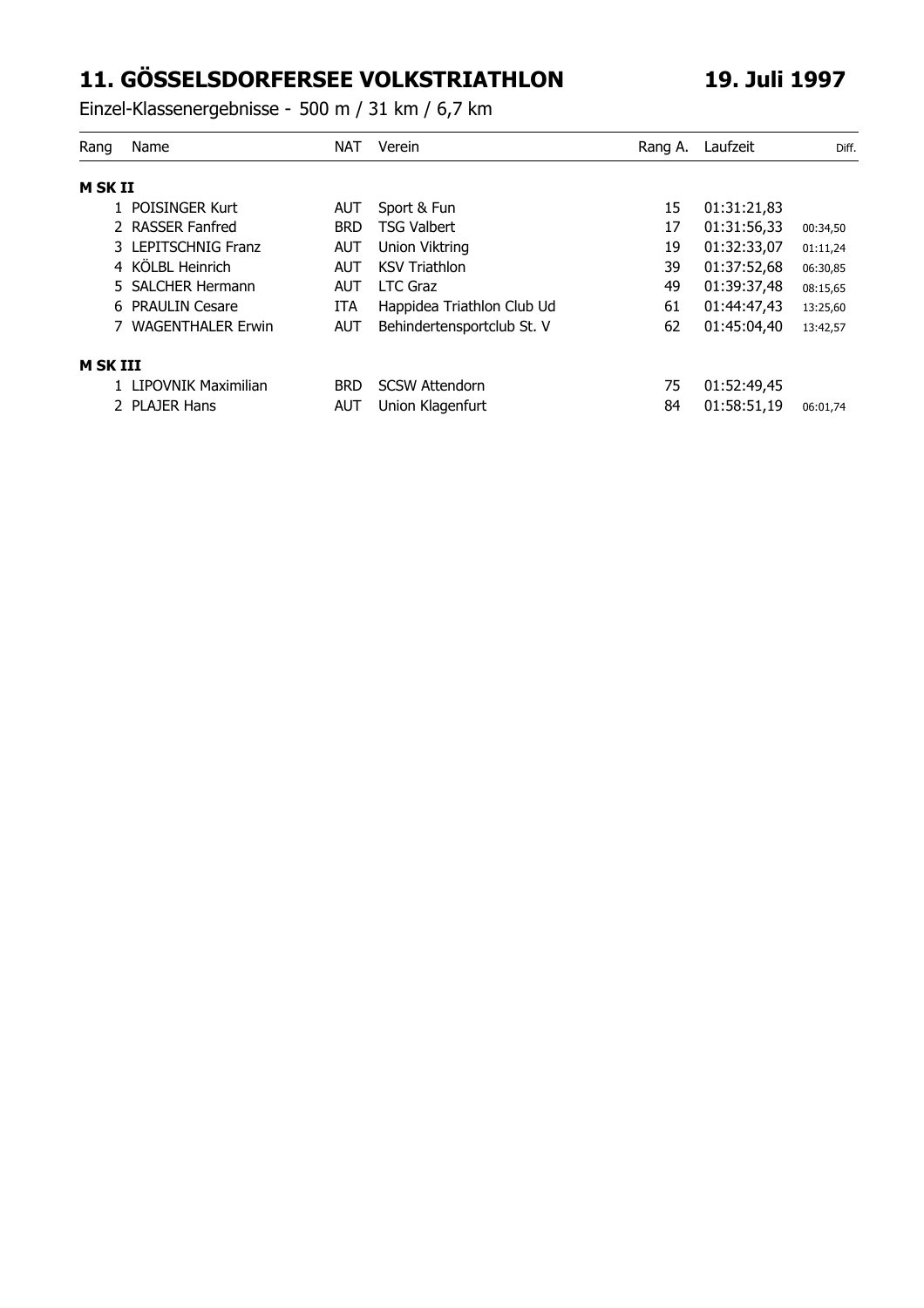# 11. GÖSSELSDORFERSEE VOLKSTRIATHLON

**19. Juli 1997**

Einzel-Klassenergebnisse - 500 m / 31 km / 6,7 km

| Rang | Name | NAT | Verein | Rang A. | Laufzeit | Diff. |
|---|---|---|---|---|---|---|
| **M SK II** | | | | | | |
| 1 | POISINGER Kurt | AUT | Sport & Fun | 15 | 01:31:21,83 | |
| 2 | RASSER Fanfred | BRD | TSG Valbert | 17 | 01:31:56,33 | 00:34,50 |
| 3 | LEPITSCHNIG Franz | AUT | Union Viktring | 19 | 01:32:33,07 | 01:11,24 |
| 4 | KÖLBL Heinrich | AUT | KSV Triathlon | 39 | 01:37:52,68 | 06:30,85 |
| 5 | SALCHER Hermann | AUT | LTC Graz | 49 | 01:39:37,48 | 08:15,65 |
| 6 | PRAULIN Cesare | ITA | Happidea Triathlon Club Ud | 61 | 01:44:47,43 | 13:25,60 |
| 7 | WAGENTHALER Erwin | AUT | Behindertensportclub St. V | 62 | 01:45:04,40 | 13:42,57 |
| **M SK III** | | | | | | |
| 1 | LIPOVNIK Maximilian | BRD | SCSW Attendorn | 75 | 01:52:49,45 | |
| 2 | PLAJER Hans | AUT | Union Klagenfurt | 84 | 01:58:51,19 | 06:01,74 |